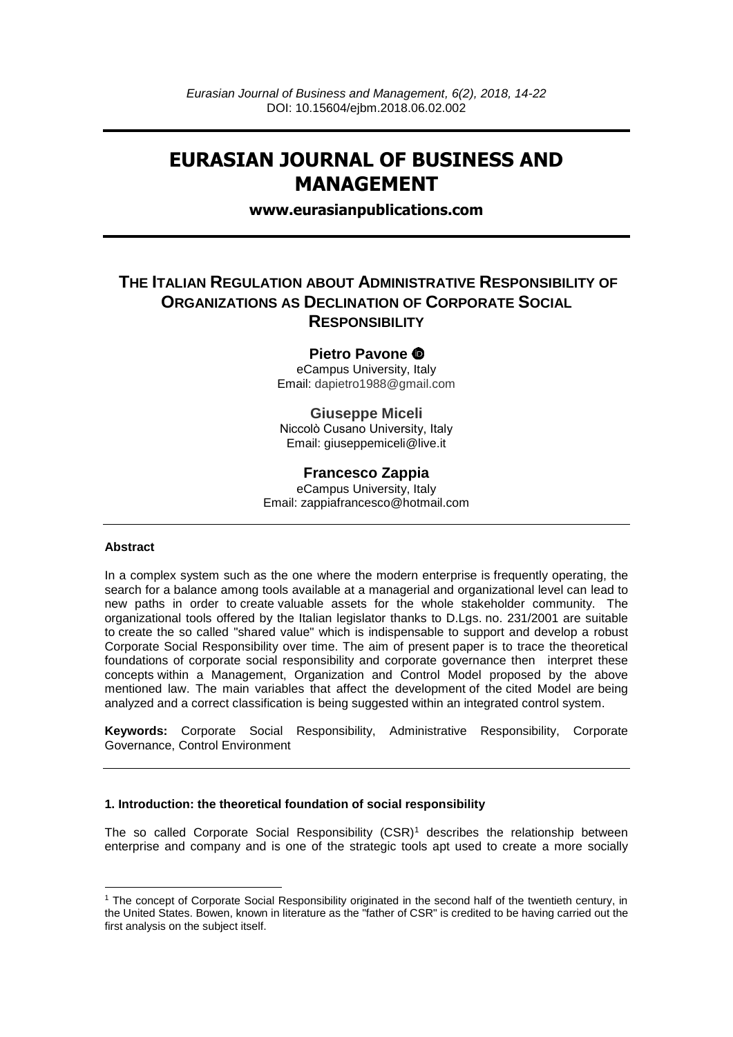# EURASIAN JOURNAL OF BUSINESS AND MANAGEMENT

**www.eurasianpublications.com**

## THE ITALIAN REGULATION ABOUT ADMINISTRATIVE RESPONSIBILITY OF ORGANIZATIONS AS DECLINATION OF CORPORATE SOCIAL RESPONSIBILITY

**Pietro Pavone**
eCampus University, Italy
Email: dapietro1988@gmail.com

**Giuseppe Miceli**
Niccolò Cusano University, Italy
Email: giuseppemiceli@live.it

**Francesco Zappia**
eCampus University, Italy
Email: zappiafrancesco@hotmail.com

**Abstract**

In a complex system such as the one where the modern enterprise is frequently operating, the search for a balance among tools available at a managerial and organizational level can lead to new paths in order to create valuable assets for the whole stakeholder community. The organizational tools offered by the Italian legislator thanks to D.Lgs. no. 231/2001 are suitable to create the so called "shared value" which is indispensable to support and develop a robust Corporate Social Responsibility over time. The aim of present paper is to trace the theoretical foundations of corporate social responsibility and corporate governance then interpret these concepts within a Management, Organization and Control Model proposed by the above mentioned law. The main variables that affect the development of the cited Model are being analyzed and a correct classification is being suggested within an integrated control system.

**Keywords:** Corporate Social Responsibility, Administrative Responsibility, Corporate Governance, Control Environment

### 1. Introduction: the theoretical foundation of social responsibility

The so called Corporate Social Responsibility (CSR)[1] describes the relationship between enterprise and company and is one of the strategic tools apt used to create a more socially

[1] The concept of Corporate Social Responsibility originated in the second half of the twentieth century, in the United States. Bowen, known in literature as the "father of CSR" is credited to be having carried out the first analysis on the subject itself.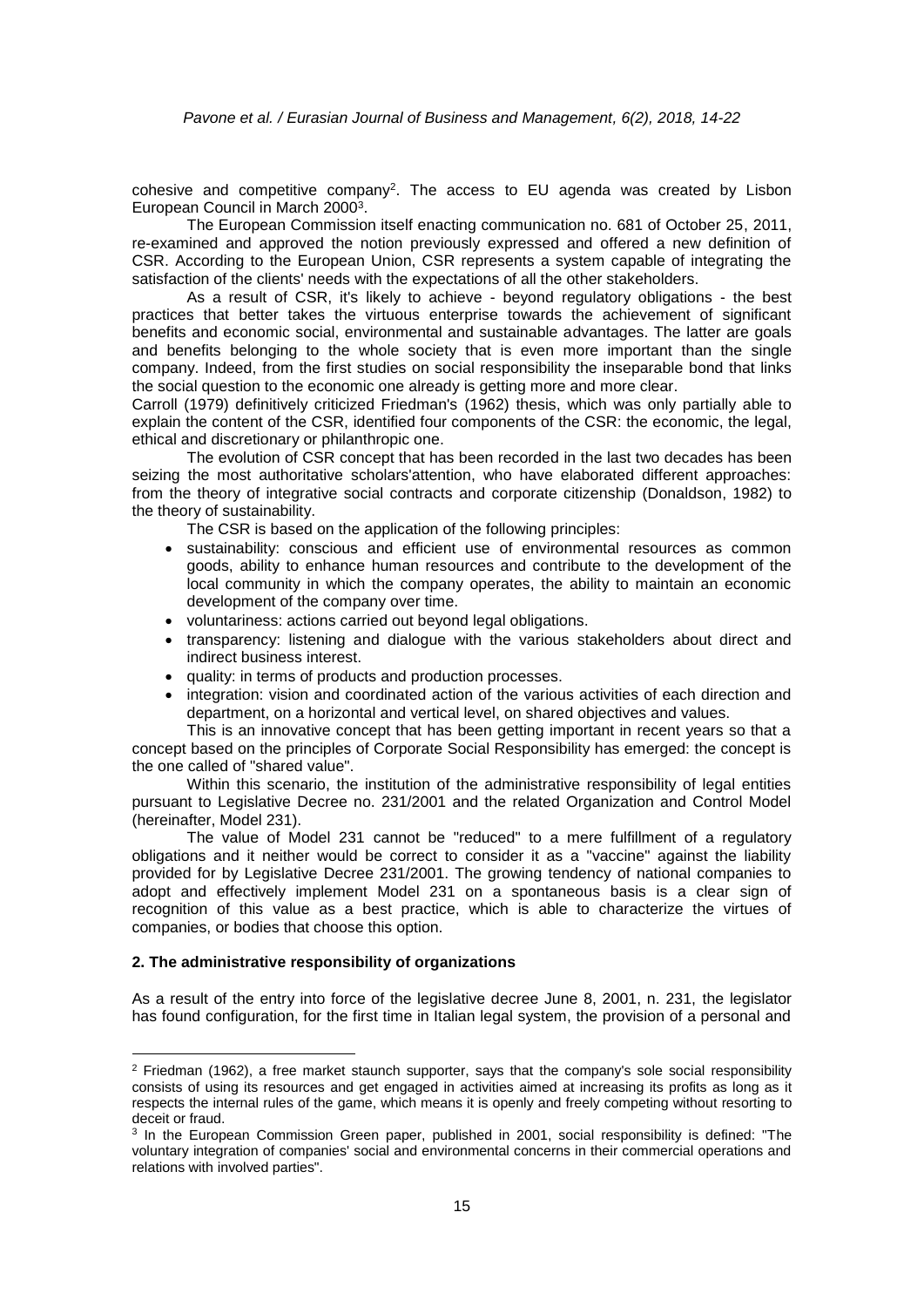cohesive and competitive company[2]. The access to EU agenda was created by Lisbon European Council in March 2000[3].

The European Commission itself enacting communication no. 681 of October 25, 2011, re-examined and approved the notion previously expressed and offered a new definition of CSR. According to the European Union, CSR represents a system capable of integrating the satisfaction of the clients' needs with the expectations of all the other stakeholders.

As a result of CSR, it's likely to achieve - beyond regulatory obligations - the best practices that better takes the virtuous enterprise towards the achievement of significant benefits and economic social, environmental and sustainable advantages. The latter are goals and benefits belonging to the whole society that is even more important than the single company. Indeed, from the first studies on social responsibility the inseparable bond that links the social question to the economic one already is getting more and more clear.

Carroll (1979) definitively criticized Friedman's (1962) thesis, which was only partially able to explain the content of the CSR, identified four components of the CSR: the economic, the legal, ethical and discretionary or philanthropic one.

The evolution of CSR concept that has been recorded in the last two decades has been seizing the most authoritative scholars'attention, who have elaborated different approaches: from the theory of integrative social contracts and corporate citizenship (Donaldson, 1982) to the theory of sustainability.

The CSR is based on the application of the following principles:

- sustainability: conscious and efficient use of environmental resources as common goods, ability to enhance human resources and contribute to the development of the local community in which the company operates, the ability to maintain an economic development of the company over time.
- voluntariness: actions carried out beyond legal obligations.
- transparency: listening and dialogue with the various stakeholders about direct and indirect business interest.
- quality: in terms of products and production processes.
- integration: vision and coordinated action of the various activities of each direction and department, on a horizontal and vertical level, on shared objectives and values.

This is an innovative concept that has been getting important in recent years so that a concept based on the principles of Corporate Social Responsibility has emerged: the concept is the one called of "shared value".

Within this scenario, the institution of the administrative responsibility of legal entities pursuant to Legislative Decree no. 231/2001 and the related Organization and Control Model (hereinafter, Model 231).

The value of Model 231 cannot be "reduced" to a mere fulfillment of a regulatory obligations and it neither would be correct to consider it as a "vaccine" against the liability provided for by Legislative Decree 231/2001. The growing tendency of national companies to adopt and effectively implement Model 231 on a spontaneous basis is a clear sign of recognition of this value as a best practice, which is able to characterize the virtues of companies, or bodies that choose this option.

## 2. The administrative responsibility of organizations

As a result of the entry into force of the legislative decree June 8, 2001, n. 231, the legislator has found configuration, for the first time in Italian legal system, the provision of a personal and

---

[2] Friedman (1962), a free market staunch supporter, says that the company's sole social responsibility consists of using its resources and get engaged in activities aimed at increasing its profits as long as it respects the internal rules of the game, which means it is openly and freely competing without resorting to deceit or fraud.

[3] In the European Commission Green paper, published in 2001, social responsibility is defined: "The voluntary integration of companies' social and environmental concerns in their commercial operations and relations with involved parties".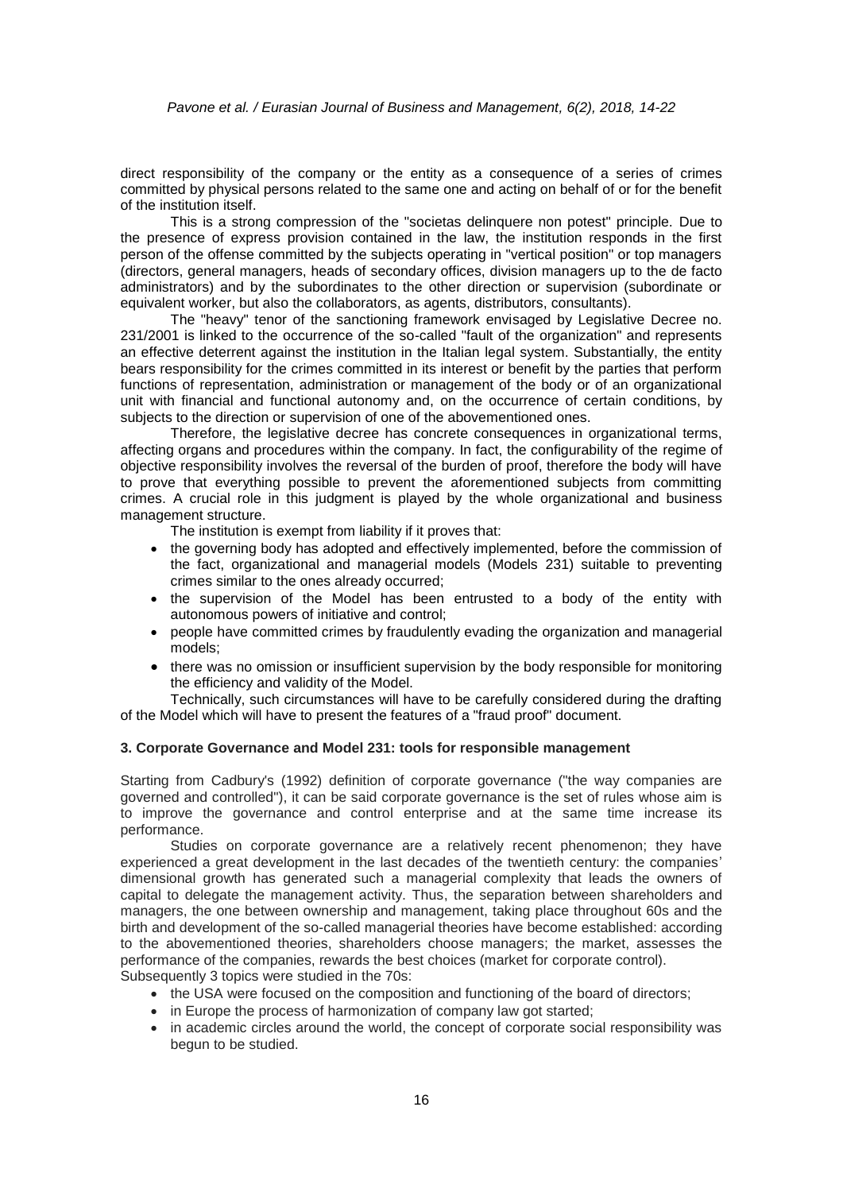direct responsibility of the company or the entity as a consequence of a series of crimes committed by physical persons related to the same one and acting on behalf of or for the benefit of the institution itself.

This is a strong compression of the "societas delinquere non potest" principle. Due to the presence of express provision contained in the law, the institution responds in the first person of the offense committed by the subjects operating in "vertical position" or top managers (directors, general managers, heads of secondary offices, division managers up to the de facto administrators) and by the subordinates to the other direction or supervision (subordinate or equivalent worker, but also the collaborators, as agents, distributors, consultants).

The "heavy" tenor of the sanctioning framework envisaged by Legislative Decree no. 231/2001 is linked to the occurrence of the so-called "fault of the organization" and represents an effective deterrent against the institution in the Italian legal system. Substantially, the entity bears responsibility for the crimes committed in its interest or benefit by the parties that perform functions of representation, administration or management of the body or of an organizational unit with financial and functional autonomy and, on the occurrence of certain conditions, by subjects to the direction or supervision of one of the abovementioned ones.

Therefore, the legislative decree has concrete consequences in organizational terms, affecting organs and procedures within the company. In fact, the configurability of the regime of objective responsibility involves the reversal of the burden of proof, therefore the body will have to prove that everything possible to prevent the aforementioned subjects from committing crimes. A crucial role in this judgment is played by the whole organizational and business management structure.

The institution is exempt from liability if it proves that:

- the governing body has adopted and effectively implemented, before the commission of the fact, organizational and managerial models (Models 231) suitable to preventing crimes similar to the ones already occurred;
- the supervision of the Model has been entrusted to a body of the entity with autonomous powers of initiative and control;
- people have committed crimes by fraudulently evading the organization and managerial models;
- there was no omission or insufficient supervision by the body responsible for monitoring the efficiency and validity of the Model.

Technically, such circumstances will have to be carefully considered during the drafting of the Model which will have to present the features of a "fraud proof" document.

### 3. Corporate Governance and Model 231: tools for responsible management

Starting from Cadbury's (1992) definition of corporate governance ("the way companies are governed and controlled"), it can be said corporate governance is the set of rules whose aim is to improve the governance and control enterprise and at the same time increase its performance.

Studies on corporate governance are a relatively recent phenomenon; they have experienced a great development in the last decades of the twentieth century: the companies' dimensional growth has generated such a managerial complexity that leads the owners of capital to delegate the management activity. Thus, the separation between shareholders and managers, the one between ownership and management, taking place throughout 60s and the birth and development of the so-called managerial theories have become established: according to the abovementioned theories, shareholders choose managers; the market, assesses the performance of the companies, rewards the best choices (market for corporate control).

Subsequently 3 topics were studied in the 70s:

- the USA were focused on the composition and functioning of the board of directors;
- in Europe the process of harmonization of company law got started;
- in academic circles around the world, the concept of corporate social responsibility was begun to be studied.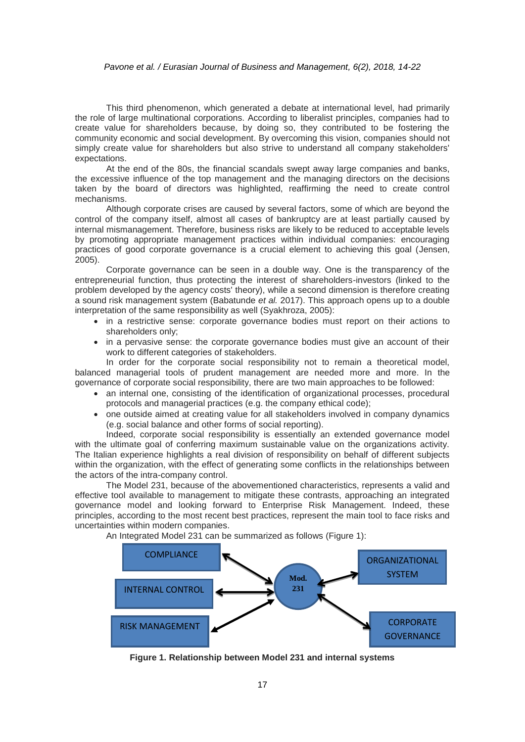This third phenomenon, which generated a debate at international level, had primarily the role of large multinational corporations. According to liberalist principles, companies had to create value for shareholders because, by doing so, they contributed to be fostering the community economic and social development. By overcoming this vision, companies should not simply create value for shareholders but also strive to understand all company stakeholders' expectations.

At the end of the 80s, the financial scandals swept away large companies and banks, the excessive influence of the top management and the managing directors on the decisions taken by the board of directors was highlighted, reaffirming the need to create control mechanisms.

Although corporate crises are caused by several factors, some of which are beyond the control of the company itself, almost all cases of bankruptcy are at least partially caused by internal mismanagement. Therefore, business risks are likely to be reduced to acceptable levels by promoting appropriate management practices within individual companies: encouraging practices of good corporate governance is a crucial element to achieving this goal (Jensen, 2005).

Corporate governance can be seen in a double way. One is the transparency of the entrepreneurial function, thus protecting the interest of shareholders-investors (linked to the problem developed by the agency costs' theory), while a second dimension is therefore creating a sound risk management system (Babatunde *et al.* 2017). This approach opens up to a double interpretation of the same responsibility as well (Syakhroza, 2005):

- in a restrictive sense: corporate governance bodies must report on their actions to shareholders only;
- in a pervasive sense: the corporate governance bodies must give an account of their work to different categories of stakeholders.

In order for the corporate social responsibility not to remain a theoretical model, balanced managerial tools of prudent management are needed more and more. In the governance of corporate social responsibility, there are two main approaches to be followed:

- an internal one, consisting of the identification of organizational processes, procedural protocols and managerial practices (e.g. the company ethical code);
- one outside aimed at creating value for all stakeholders involved in company dynamics (e.g. social balance and other forms of social reporting).

Indeed, corporate social responsibility is essentially an extended governance model with the ultimate goal of conferring maximum sustainable value on the organizations activity. The Italian experience highlights a real division of responsibility on behalf of different subjects within the organization, with the effect of generating some conflicts in the relationships between the actors of the intra-company control.

The Model 231, because of the abovementioned characteristics, represents a valid and effective tool available to management to mitigate these contrasts, approaching an integrated governance model and looking forward to Enterprise Risk Management. Indeed, these principles, according to the most recent best practices, represent the main tool to face risks and uncertainties within modern companies.

An Integrated Model 231 can be summarized as follows (Figure 1):

COMPLIANCE | INTERNAL CONTROL | RISK MANAGEMENT | Mod. 231 | ORGANIZATIONAL SYSTEM | CORPORATE GOVERNANCE

**Figure 1. Relationship between Model 231 and internal systems**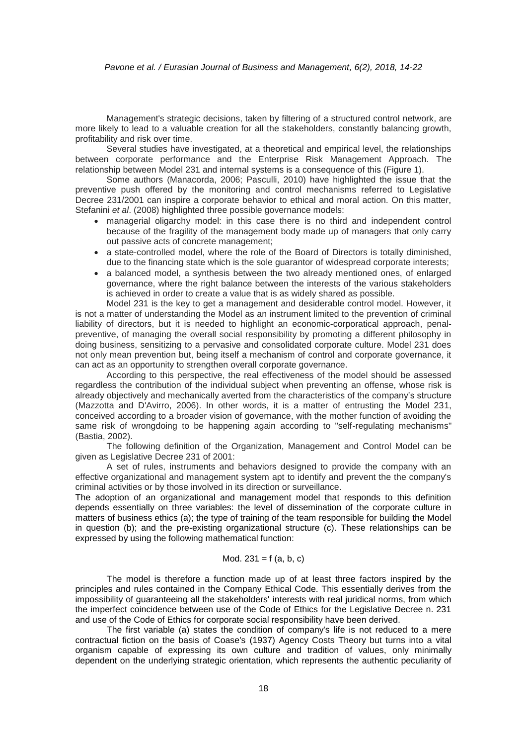Management's strategic decisions, taken by filtering of a structured control network, are more likely to lead to a valuable creation for all the stakeholders, constantly balancing growth, profitability and risk over time.

Several studies have investigated, at a theoretical and empirical level, the relationships between corporate performance and the Enterprise Risk Management Approach. The relationship between Model 231 and internal systems is a consequence of this (Figure 1).

Some authors (Manacorda, 2006; Pasculli, 2010) have highlighted the issue that the preventive push offered by the monitoring and control mechanisms referred to Legislative Decree 231/2001 can inspire a corporate behavior to ethical and moral action. On this matter, Stefanini *et al*. (2008) highlighted three possible governance models:

- managerial oligarchy model: in this case there is no third and independent control because of the fragility of the management body made up of managers that only carry out passive acts of concrete management;
- a state-controlled model, where the role of the Board of Directors is totally diminished, due to the financing state which is the sole guarantor of widespread corporate interests;
- a balanced model, a synthesis between the two already mentioned ones, of enlarged governance, where the right balance between the interests of the various stakeholders is achieved in order to create a value that is as widely shared as possible.

Model 231 is the key to get a management and desiderable control model. However, it is not a matter of understanding the Model as an instrument limited to the prevention of criminal liability of directors, but it is needed to highlight an economic-corporatical approach, penal-preventive, of managing the overall social responsibility by promoting a different philosophy in doing business, sensitizing to a pervasive and consolidated corporate culture. Model 231 does not only mean prevention but, being itself a mechanism of control and corporate governance, it can act as an opportunity to strengthen overall corporate governance.

According to this perspective, the real effectiveness of the model should be assessed regardless the contribution of the individual subject when preventing an offense, whose risk is already objectively and mechanically averted from the characteristics of the company's structure (Mazzotta and D'Avirro, 2006). In other words, it is a matter of entrusting the Model 231, conceived according to a broader vision of governance, with the mother function of avoiding the same risk of wrongdoing to be happening again according to "self-regulating mechanisms" (Bastia, 2002).

The following definition of the Organization, Management and Control Model can be given as Legislative Decree 231 of 2001:

A set of rules, instruments and behaviors designed to provide the company with an effective organizational and management system apt to identify and prevent the the company's criminal activities or by those involved in its direction or surveillance.

The adoption of an organizational and management model that responds to this definition depends essentially on three variables: the level of dissemination of the corporate culture in matters of business ethics (a); the type of training of the team responsible for building the Model in question (b); and the pre-existing organizational structure (c). These relationships can be expressed by using the following mathematical function:

$$\text{Mod. } 231 = f\,(a, b, c)$$

The model is therefore a function made up of at least three factors inspired by the principles and rules contained in the Company Ethical Code. This essentially derives from the impossibility of guaranteeing all the stakeholders' interests with real juridical norms, from which the imperfect coincidence between use of the Code of Ethics for the Legislative Decree n. 231 and use of the Code of Ethics for corporate social responsibility have been derived.

The first variable (a) states the condition of company's life is not reduced to a mere contractual fiction on the basis of Coase's (1937) Agency Costs Theory but turns into a vital organism capable of expressing its own culture and tradition of values, only minimally dependent on the underlying strategic orientation, which represents the authentic peculiarity of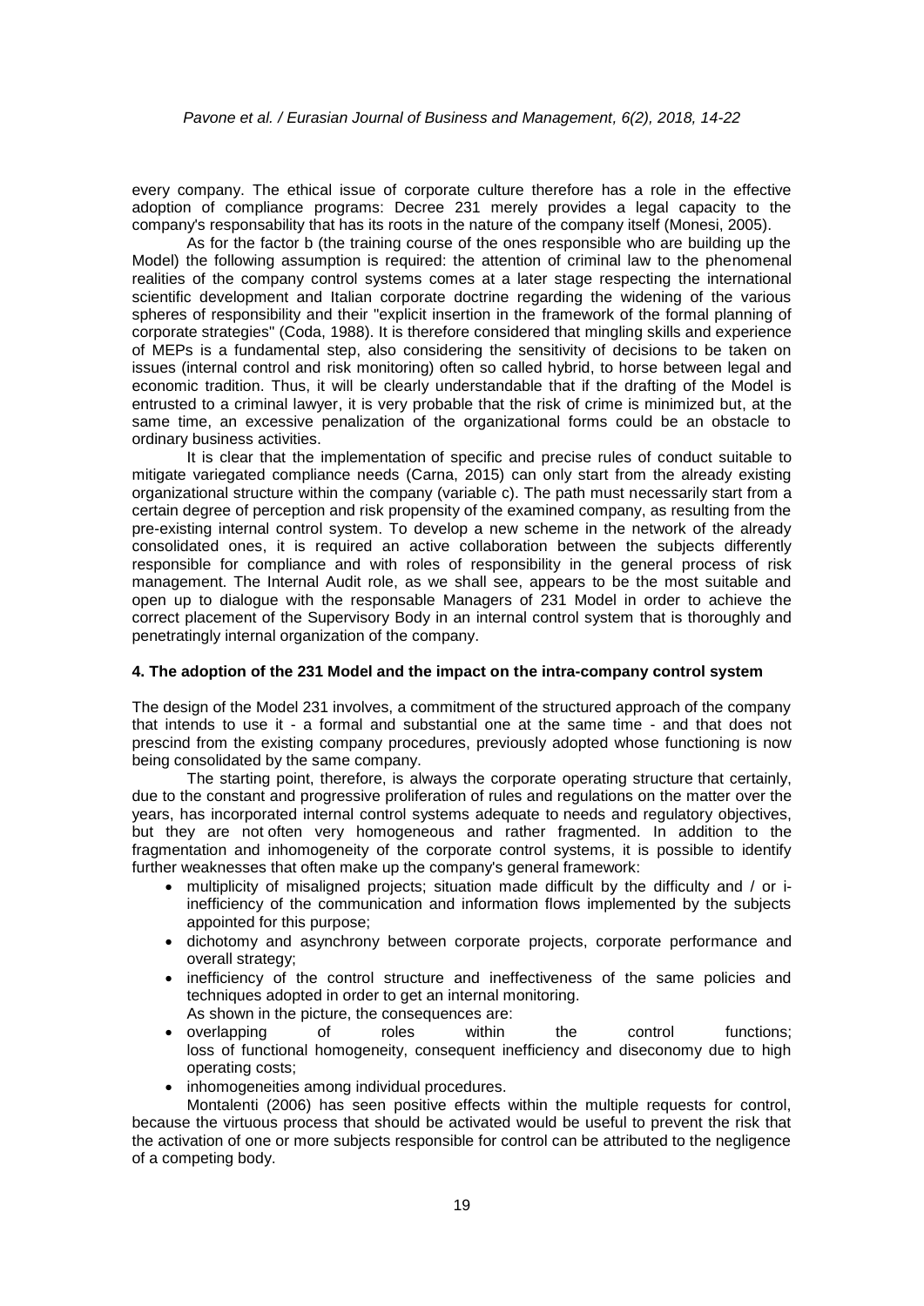every company. The ethical issue of corporate culture therefore has a role in the effective adoption of compliance programs: Decree 231 merely provides a legal capacity to the company's responsability that has its roots in the nature of the company itself (Monesi, 2005).

As for the factor b (the training course of the ones responsible who are building up the Model) the following assumption is required: the attention of criminal law to the phenomenal realities of the company control systems comes at a later stage respecting the international scientific development and Italian corporate doctrine regarding the widening of the various spheres of responsibility and their "explicit insertion in the framework of the formal planning of corporate strategies" (Coda, 1988). It is therefore considered that mingling skills and experience of MEPs is a fundamental step, also considering the sensitivity of decisions to be taken on issues (internal control and risk monitoring) often so called hybrid, to horse between legal and economic tradition. Thus, it will be clearly understandable that if the drafting of the Model is entrusted to a criminal lawyer, it is very probable that the risk of crime is minimized but, at the same time, an excessive penalization of the organizational forms could be an obstacle to ordinary business activities.

It is clear that the implementation of specific and precise rules of conduct suitable to mitigate variegated compliance needs (Carna, 2015) can only start from the already existing organizational structure within the company (variable c). The path must necessarily start from a certain degree of perception and risk propensity of the examined company, as resulting from the pre-existing internal control system. To develop a new scheme in the network of the already consolidated ones, it is required an active collaboration between the subjects differently responsible for compliance and with roles of responsibility in the general process of risk management. The Internal Audit role, as we shall see, appears to be the most suitable and open up to dialogue with the responsable Managers of 231 Model in order to achieve the correct placement of the Supervisory Body in an internal control system that is thoroughly and penetratingly internal organization of the company.

#### 4. The adoption of the 231 Model and the impact on the intra-company control system

The design of the Model 231 involves, a commitment of the structured approach of the company that intends to use it - a formal and substantial one at the same time - and that does not prescind from the existing company procedures, previously adopted whose functioning is now being consolidated by the same company.

The starting point, therefore, is always the corporate operating structure that certainly, due to the constant and progressive proliferation of rules and regulations on the matter over the years, has incorporated internal control systems adequate to needs and regulatory objectives, but they are not often very homogeneous and rather fragmented. In addition to the fragmentation and inhomogeneity of the corporate control systems, it is possible to identify further weaknesses that often make up the company's general framework:

- multiplicity of misaligned projects; situation made difficult by the difficulty and / or i-inefficiency of the communication and information flows implemented by the subjects appointed for this purpose;
- dichotomy and asynchrony between corporate projects, corporate performance and overall strategy;
- inefficiency of the control structure and ineffectiveness of the same policies and techniques adopted in order to get an internal monitoring.

As shown in the picture, the consequences are:

- overlapping of roles within the control functions; loss of functional homogeneity, consequent inefficiency and diseconomy due to high operating costs;
- inhomogeneities among individual procedures.

Montalenti (2006) has seen positive effects within the multiple requests for control, because the virtuous process that should be activated would be useful to prevent the risk that the activation of one or more subjects responsible for control can be attributed to the negligence of a competing body.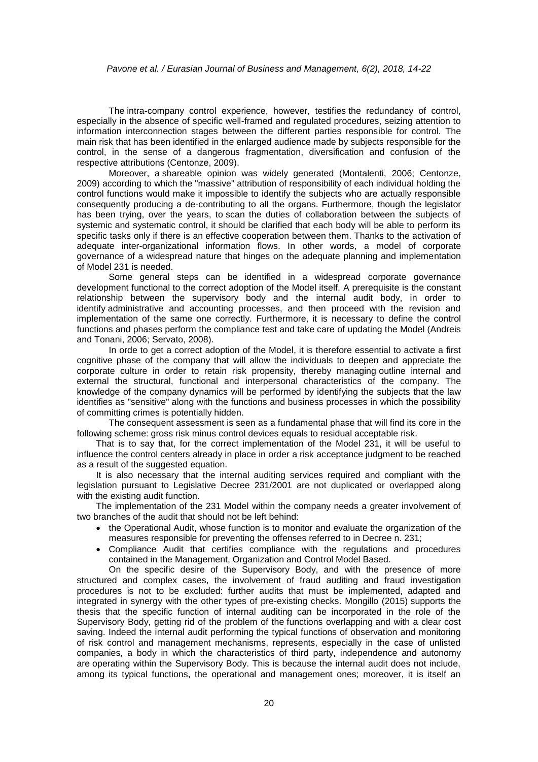The intra-company control experience, however, testifies the redundancy of control, especially in the absence of specific well-framed and regulated procedures, seizing attention to information interconnection stages between the different parties responsible for control. The main risk that has been identified in the enlarged audience made by subjects responsible for the control, in the sense of a dangerous fragmentation, diversification and confusion of the respective attributions (Centonze, 2009).

Moreover, a shareable opinion was widely generated (Montalenti, 2006; Centonze, 2009) according to which the "massive" attribution of responsibility of each individual holding the control functions would make it impossible to identify the subjects who are actually responsible consequently producing a de-contributing to all the organs. Furthermore, though the legislator has been trying, over the years, to scan the duties of collaboration between the subjects of systemic and systematic control, it should be clarified that each body will be able to perform its specific tasks only if there is an effective cooperation between them. Thanks to the activation of adequate inter-organizational information flows. In other words, a model of corporate governance of a widespread nature that hinges on the adequate planning and implementation of Model 231 is needed.

Some general steps can be identified in a widespread corporate governance development functional to the correct adoption of the Model itself. A prerequisite is the constant relationship between the supervisory body and the internal audit body, in order to identify administrative and accounting processes, and then proceed with the revision and implementation of the same one correctly. Furthermore, it is necessary to define the control functions and phases perform the compliance test and take care of updating the Model (Andreis and Tonani, 2006; Servato, 2008).

In orde to get a correct adoption of the Model, it is therefore essential to activate a first cognitive phase of the company that will allow the individuals to deepen and appreciate the corporate culture in order to retain risk propensity, thereby managing outline internal and external the structural, functional and interpersonal characteristics of the company. The knowledge of the company dynamics will be performed by identifying the subjects that the law identifies as "sensitive" along with the functions and business processes in which the possibility of committing crimes is potentially hidden.

The consequent assessment is seen as a fundamental phase that will find its core in the following scheme: gross risk minus control devices equals to residual acceptable risk.

That is to say that, for the correct implementation of the Model 231, it will be useful to influence the control centers already in place in order a risk acceptance judgment to be reached as a result of the suggested equation.

It is also necessary that the internal auditing services required and compliant with the legislation pursuant to Legislative Decree 231/2001 are not duplicated or overlapped along with the existing audit function.

The implementation of the 231 Model within the company needs a greater involvement of two branches of the audit that should not be left behind:

- the Operational Audit, whose function is to monitor and evaluate the organization of the measures responsible for preventing the offenses referred to in Decree n. 231;
- Compliance Audit that certifies compliance with the regulations and procedures contained in the Management, Organization and Control Model Based.

On the specific desire of the Supervisory Body, and with the presence of more structured and complex cases, the involvement of fraud auditing and fraud investigation procedures is not to be excluded: further audits that must be implemented, adapted and integrated in synergy with the other types of pre-existing checks. Mongillo (2015) supports the thesis that the specific function of internal auditing can be incorporated in the role of the Supervisory Body, getting rid of the problem of the functions overlapping and with a clear cost saving. Indeed the internal audit performing the typical functions of observation and monitoring of risk control and management mechanisms, represents, especially in the case of unlisted companies, a body in which the characteristics of third party, independence and autonomy are operating within the Supervisory Body. This is because the internal audit does not include, among its typical functions, the operational and management ones; moreover, it is itself an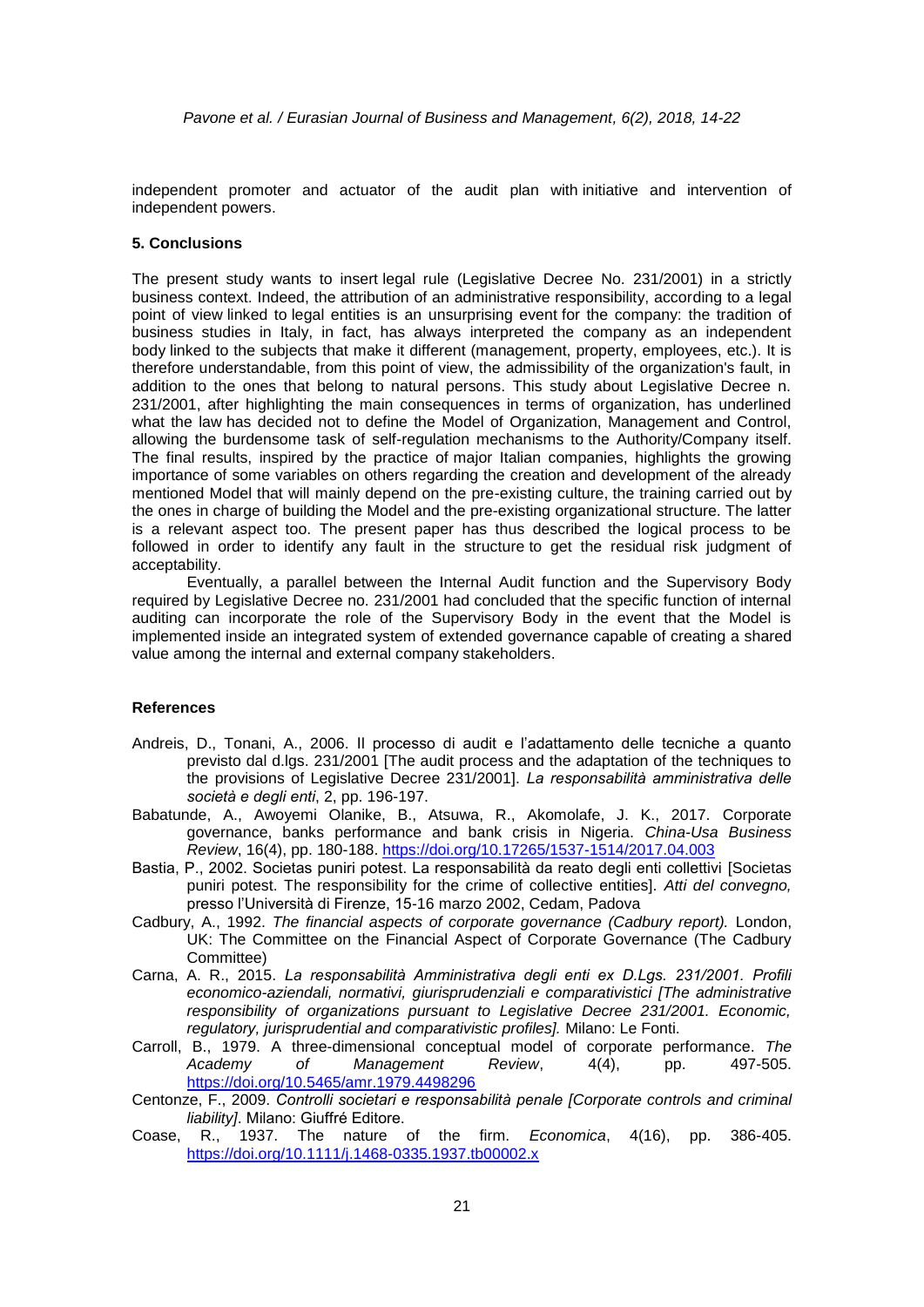independent promoter and actuator of the audit plan with initiative and intervention of independent powers.

### 5. Conclusions

The present study wants to insert legal rule (Legislative Decree No. 231/2001) in a strictly business context. Indeed, the attribution of an administrative responsibility, according to a legal point of view linked to legal entities is an unsurprising event for the company: the tradition of business studies in Italy, in fact, has always interpreted the company as an independent body linked to the subjects that make it different (management, property, employees, etc.). It is therefore understandable, from this point of view, the admissibility of the organization's fault, in addition to the ones that belong to natural persons. This study about Legislative Decree n. 231/2001, after highlighting the main consequences in terms of organization, has underlined what the law has decided not to define the Model of Organization, Management and Control, allowing the burdensome task of self-regulation mechanisms to the Authority/Company itself. The final results, inspired by the practice of major Italian companies, highlights the growing importance of some variables on others regarding the creation and development of the already mentioned Model that will mainly depend on the pre-existing culture, the training carried out by the ones in charge of building the Model and the pre-existing organizational structure. The latter is a relevant aspect too. The present paper has thus described the logical process to be followed in order to identify any fault in the structure to get the residual risk judgment of acceptability.

Eventually, a parallel between the Internal Audit function and the Supervisory Body required by Legislative Decree no. 231/2001 had concluded that the specific function of internal auditing can incorporate the role of the Supervisory Body in the event that the Model is implemented inside an integrated system of extended governance capable of creating a shared value among the internal and external company stakeholders.

### References

Andreis, D., Tonani, A., 2006. Il processo di audit e l'adattamento delle tecniche a quanto previsto dal d.lgs. 231/2001 [The audit process and the adaptation of the techniques to the provisions of Legislative Decree 231/2001]. *La responsabilità amministrativa delle società e degli enti*, 2, pp. 196-197.

Babatunde, A., Awoyemi Olanike, B., Atsuwa, R., Akomolafe, J. K., 2017. Corporate governance, banks performance and bank crisis in Nigeria. *China-Usa Business Review*, 16(4), pp. 180-188. https://doi.org/10.17265/1537-1514/2017.04.003

Bastia, P., 2002. Societas puniri potest. La responsabilità da reato degli enti collettivi [Societas puniri potest. The responsibility for the crime of collective entities]. *Atti del convegno,* presso l'Università di Firenze, 15-16 marzo 2002, Cedam, Padova

Cadbury, A., 1992. *The financial aspects of corporate governance (Cadbury report).* London, UK: The Committee on the Financial Aspect of Corporate Governance (The Cadbury Committee)

Carna, A. R., 2015. *La responsabilità Amministrativa degli enti ex D.Lgs. 231/2001. Profili economico-aziendali, normativi, giurisprudenziali e comparativistici [The administrative responsibility of organizations pursuant to Legislative Decree 231/2001. Economic, regulatory, jurisprudential and comparativistic profiles].* Milano: Le Fonti.

Carroll, B., 1979. A three-dimensional conceptual model of corporate performance. *The Academy of Management Review*, 4(4), pp. 497-505. https://doi.org/10.5465/amr.1979.4498296

Centonze, F., 2009. *Controlli societari e responsabilità penale [Corporate controls and criminal liability]*. Milano: Giuffré Editore.

Coase, R., 1937. The nature of the firm. *Economica*, 4(16), pp. 386-405. https://doi.org/10.1111/j.1468-0335.1937.tb00002.x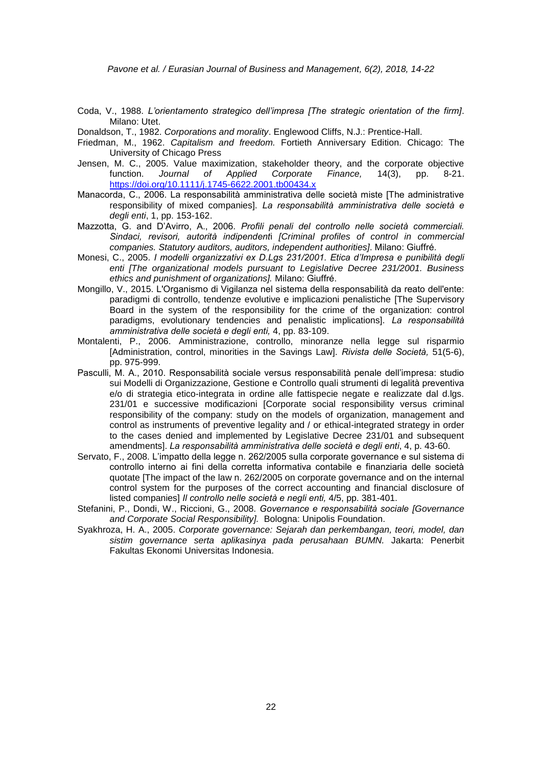Coda, V., 1988. *L'orientamento strategico dell'impresa [The strategic orientation of the firm]*. Milano: Utet.

Donaldson, T., 1982. *Corporations and morality*. Englewood Cliffs, N.J.: Prentice-Hall.

Friedman, M., 1962. *Capitalism and freedom.* Fortieth Anniversary Edition. Chicago: The University of Chicago Press

Jensen, M. C., 2005. Value maximization, stakeholder theory, and the corporate objective function. *Journal of Applied Corporate Finance,* 14(3), pp. 8-21. https://doi.org/10.1111/j.1745-6622.2001.tb00434.x

Manacorda, C., 2006. La responsabilità amministrativa delle società miste [The administrative responsibility of mixed companies]. *La responsabilità amministrativa delle società e degli enti*, 1, pp. 153-162.

Mazzotta, G. and D'Avirro, A., 2006. *Profili penali del controllo nelle società commerciali. Sindaci, revisori, autorità indipendenti [Criminal profiles of control in commercial companies. Statutory auditors, auditors, independent authorities]*. Milano: Giuffré.

Monesi, C., 2005. *I modelli organizzativi ex D.Lgs 231/2001. Etica d'Impresa e punibilità degli enti [The organizational models pursuant to Legislative Decree 231/2001. Business ethics and punishment of organizations].* Milano: Giuffré.

Mongillo, V., 2015. L'Organismo di Vigilanza nel sistema della responsabilità da reato dell'ente: paradigmi di controllo, tendenze evolutive e implicazioni penalistiche [The Supervisory Board in the system of the responsibility for the crime of the organization: control paradigms, evolutionary tendencies and penalistic implications]. *La responsabilità amministrativa delle società e degli enti,* 4, pp. 83-109.

Montalenti, P., 2006. Amministrazione, controllo, minoranze nella legge sul risparmio [Administration, control, minorities in the Savings Law]. *Rivista delle Società,* 51(5-6), pp. 975-999.

Pasculli, M. A., 2010. Responsabilità sociale versus responsabilità penale dell'impresa: studio sui Modelli di Organizzazione, Gestione e Controllo quali strumenti di legalità preventiva e/o di strategia etico-integrata in ordine alle fattispecie negate e realizzate dal d.lgs. 231/01 e successive modificazioni [Corporate social responsibility versus criminal responsibility of the company: study on the models of organization, management and control as instruments of preventive legality and / or ethical-integrated strategy in order to the cases denied and implemented by Legislative Decree 231/01 and subsequent amendments]. *La responsabilità amministrativa delle società e degli enti*, 4, p. 43-60.

Servato, F., 2008. L'impatto della legge n. 262/2005 sulla corporate governance e sul sistema di controllo interno ai fini della corretta informativa contabile e finanziaria delle società quotate [The impact of the law n. 262/2005 on corporate governance and on the internal control system for the purposes of the correct accounting and financial disclosure of listed companies] *Il controllo nelle società e negli enti,* 4/5, pp. 381-401.

Stefanini, P., Dondi, W., Riccioni, G., 2008. *Governance e responsabilità sociale [Governance and Corporate Social Responsibility].* Bologna: Unipolis Foundation.

Syakhroza, H. A., 2005. *Corporate governance: Sejarah dan perkembangan, teori, model, dan sistim governance serta aplikasinya pada perusahaan BUMN.* Jakarta: Penerbit Fakultas Ekonomi Universitas Indonesia.